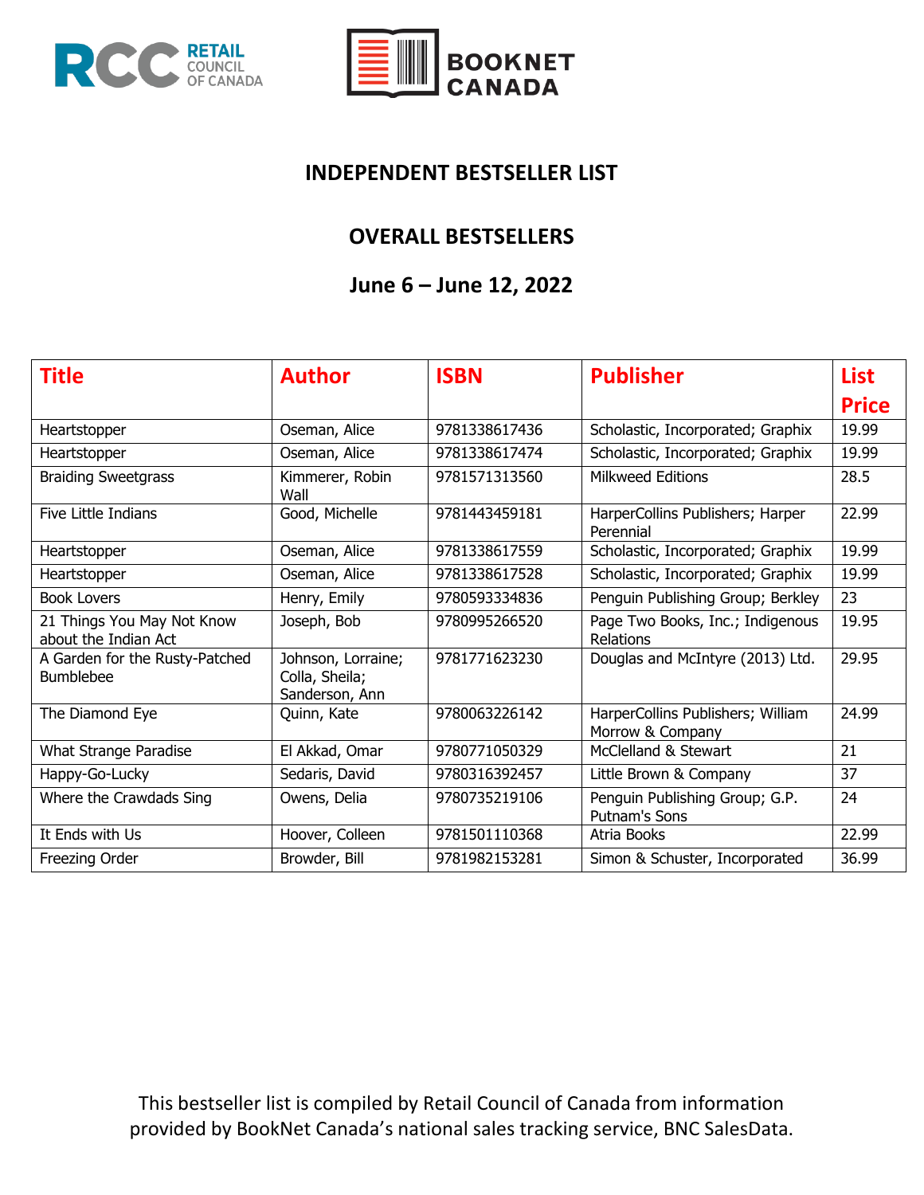RCC RETAIL COUNCIL OF CANADA

BOOKNET CANADA

## INDEPENDENT BESTSELLER LIST

## OVERALL BESTSELLERS

## June 6 – June 12, 2022

| Title | Author | ISBN | Publisher | List Price |
|---|---|---|---|---|
| Heartstopper | Oseman, Alice | 9781338617436 | Scholastic, Incorporated; Graphix | 19.99 |
| Heartstopper | Oseman, Alice | 9781338617474 | Scholastic, Incorporated; Graphix | 19.99 |
| Braiding Sweetgrass | Kimmerer, Robin Wall | 9781571313560 | Milkweed Editions | 28.5 |
| Five Little Indians | Good, Michelle | 9781443459181 | HarperCollins Publishers; Harper Perennial | 22.99 |
| Heartstopper | Oseman, Alice | 9781338617559 | Scholastic, Incorporated; Graphix | 19.99 |
| Heartstopper | Oseman, Alice | 9781338617528 | Scholastic, Incorporated; Graphix | 19.99 |
| Book Lovers | Henry, Emily | 9780593334836 | Penguin Publishing Group; Berkley | 23 |
| 21 Things You May Not Know about the Indian Act | Joseph, Bob | 9780995266520 | Page Two Books, Inc.; Indigenous Relations | 19.95 |
| A Garden for the Rusty-Patched Bumblebee | Johnson, Lorraine; Colla, Sheila; Sanderson, Ann | 9781771623230 | Douglas and McIntyre (2013) Ltd. | 29.95 |
| The Diamond Eye | Quinn, Kate | 9780063226142 | HarperCollins Publishers; William Morrow & Company | 24.99 |
| What Strange Paradise | El Akkad, Omar | 9780771050329 | McClelland & Stewart | 21 |
| Happy-Go-Lucky | Sedaris, David | 9780316392457 | Little Brown & Company | 37 |
| Where the Crawdads Sing | Owens, Delia | 9780735219106 | Penguin Publishing Group; G.P. Putnam's Sons | 24 |
| It Ends with Us | Hoover, Colleen | 9781501110368 | Atria Books | 22.99 |
| Freezing Order | Browder, Bill | 9781982153281 | Simon & Schuster, Incorporated | 36.99 |

This bestseller list is compiled by Retail Council of Canada from information provided by BookNet Canada's national sales tracking service, BNC SalesData.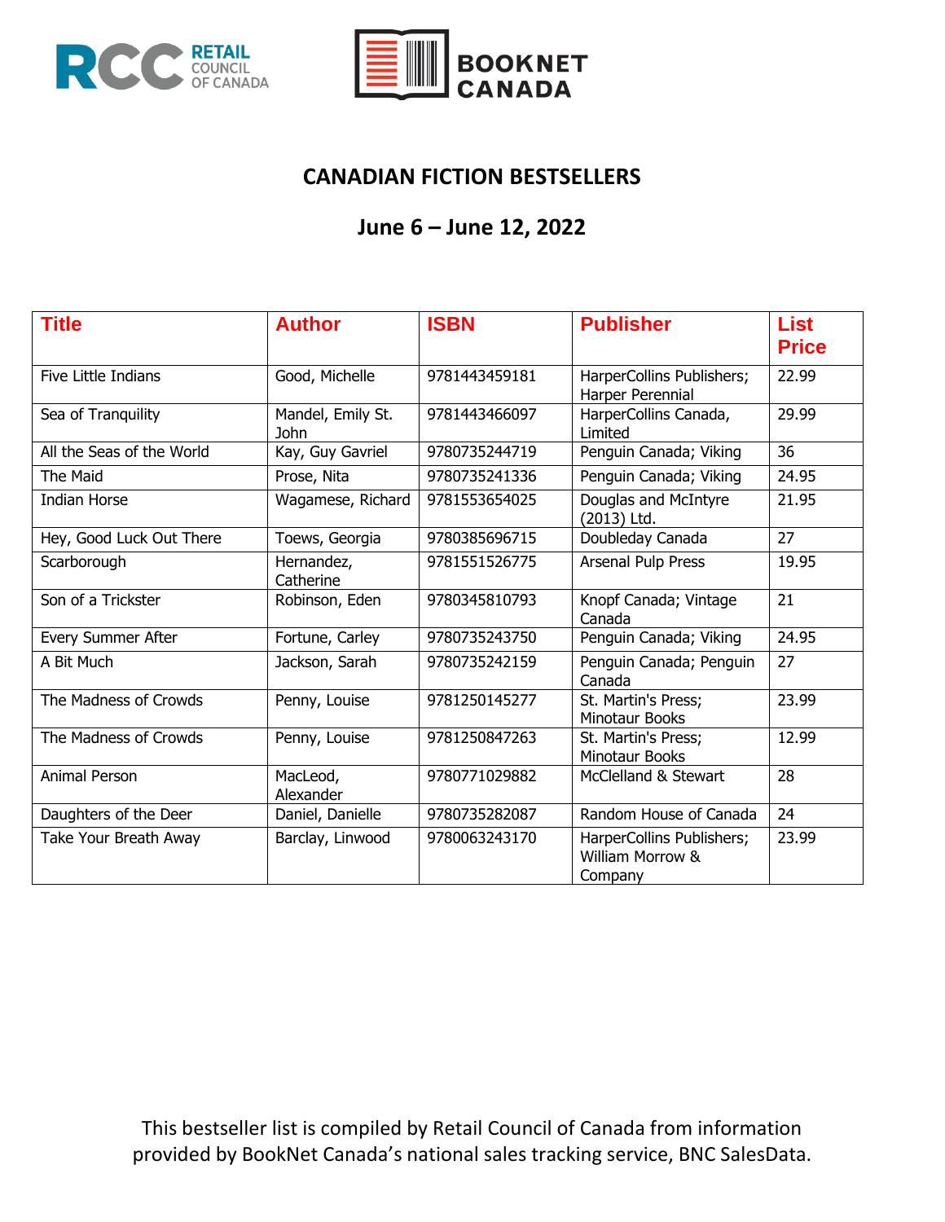## CANADIAN FICTION BESTSELLERS

## June 6 – June 12, 2022

| Title | Author | ISBN | Publisher | List Price |
|---|---|---|---|---|
| Five Little Indians | Good, Michelle | 9781443459181 | HarperCollins Publishers; Harper Perennial | 22.99 |
| Sea of Tranquility | Mandel, Emily St. John | 9781443466097 | HarperCollins Canada, Limited | 29.99 |
| All the Seas of the World | Kay, Guy Gavriel | 9780735244719 | Penguin Canada; Viking | 36 |
| The Maid | Prose, Nita | 9780735241336 | Penguin Canada; Viking | 24.95 |
| Indian Horse | Wagamese, Richard | 9781553654025 | Douglas and McIntyre (2013) Ltd. | 21.95 |
| Hey, Good Luck Out There | Toews, Georgia | 9780385696715 | Doubleday Canada | 27 |
| Scarborough | Hernandez, Catherine | 9781551526775 | Arsenal Pulp Press | 19.95 |
| Son of a Trickster | Robinson, Eden | 9780345810793 | Knopf Canada; Vintage Canada | 21 |
| Every Summer After | Fortune, Carley | 9780735243750 | Penguin Canada; Viking | 24.95 |
| A Bit Much | Jackson, Sarah | 9780735242159 | Penguin Canada; Penguin Canada | 27 |
| The Madness of Crowds | Penny, Louise | 9781250145277 | St. Martin's Press; Minotaur Books | 23.99 |
| The Madness of Crowds | Penny, Louise | 9781250847263 | St. Martin's Press; Minotaur Books | 12.99 |
| Animal Person | MacLeod, Alexander | 9780771029882 | McClelland & Stewart | 28 |
| Daughters of the Deer | Daniel, Danielle | 9780735282087 | Random House of Canada | 24 |
| Take Your Breath Away | Barclay, Linwood | 9780063243170 | HarperCollins Publishers; William Morrow & Company | 23.99 |

This bestseller list is compiled by Retail Council of Canada from information provided by BookNet Canada's national sales tracking service, BNC SalesData.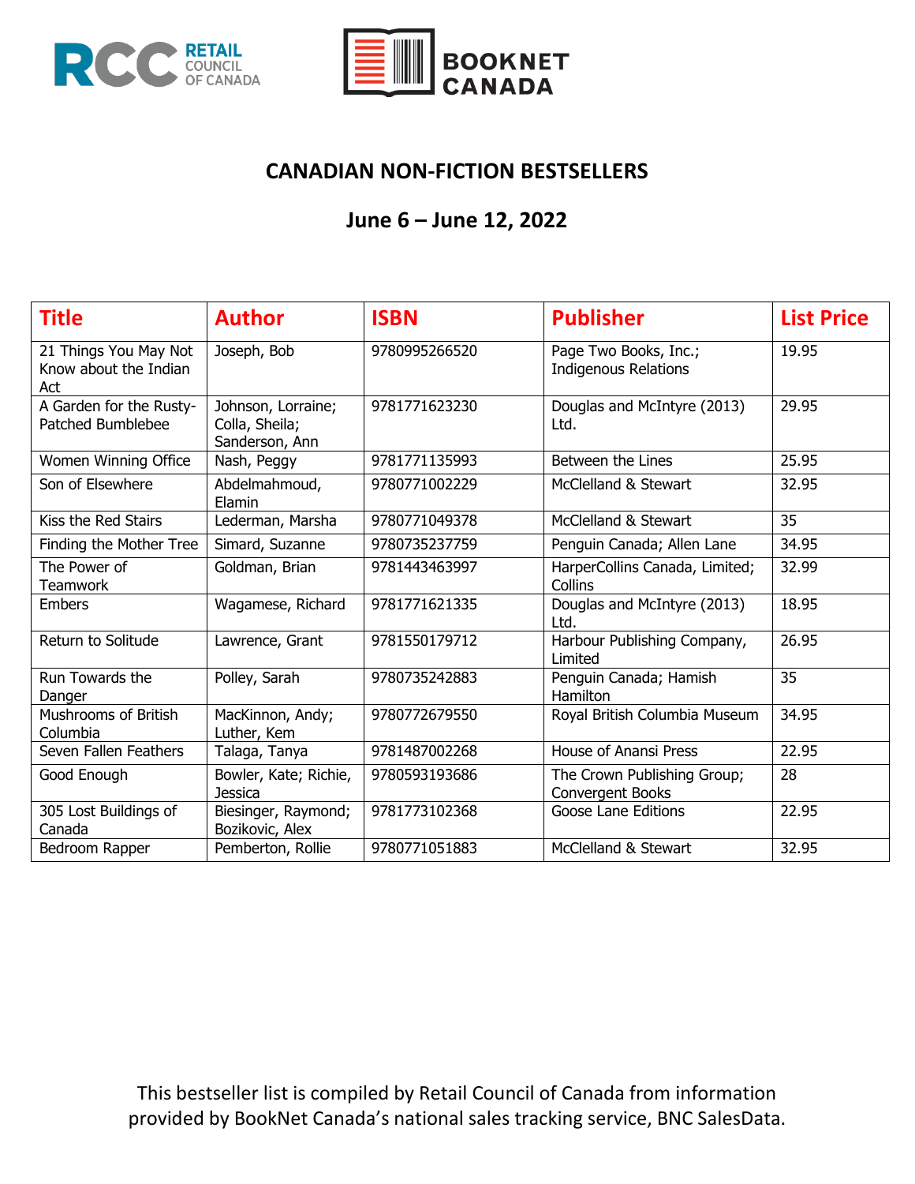## CANADIAN NON-FICTION BESTSELLERS

## June 6 – June 12, 2022

| Title | Author | ISBN | Publisher | List Price |
|---|---|---|---|---|
| 21 Things You May Not Know about the Indian Act | Joseph, Bob | 9780995266520 | Page Two Books, Inc.; Indigenous Relations | 19.95 |
| A Garden for the Rusty-Patched Bumblebee | Johnson, Lorraine; Colla, Sheila; Sanderson, Ann | 9781771623230 | Douglas and McIntyre (2013) Ltd. | 29.95 |
| Women Winning Office | Nash, Peggy | 9781771135993 | Between the Lines | 25.95 |
| Son of Elsewhere | Abdelmahmoud, Elamin | 9780771002229 | McClelland & Stewart | 32.95 |
| Kiss the Red Stairs | Lederman, Marsha | 9780771049378 | McClelland & Stewart | 35 |
| Finding the Mother Tree | Simard, Suzanne | 9780735237759 | Penguin Canada; Allen Lane | 34.95 |
| The Power of Teamwork | Goldman, Brian | 9781443463997 | HarperCollins Canada, Limited; Collins | 32.99 |
| Embers | Wagamese, Richard | 9781771621335 | Douglas and McIntyre (2013) Ltd. | 18.95 |
| Return to Solitude | Lawrence, Grant | 9781550179712 | Harbour Publishing Company, Limited | 26.95 |
| Run Towards the Danger | Polley, Sarah | 9780735242883 | Penguin Canada; Hamish Hamilton | 35 |
| Mushrooms of British Columbia | MacKinnon, Andy; Luther, Kem | 9780772679550 | Royal British Columbia Museum | 34.95 |
| Seven Fallen Feathers | Talaga, Tanya | 9781487002268 | House of Anansi Press | 22.95 |
| Good Enough | Bowler, Kate; Richie, Jessica | 9780593193686 | The Crown Publishing Group; Convergent Books | 28 |
| 305 Lost Buildings of Canada | Biesinger, Raymond; Bozikovic, Alex | 9781773102368 | Goose Lane Editions | 22.95 |
| Bedroom Rapper | Pemberton, Rollie | 9780771051883 | McClelland & Stewart | 32.95 |

This bestseller list is compiled by Retail Council of Canada from information provided by BookNet Canada's national sales tracking service, BNC SalesData.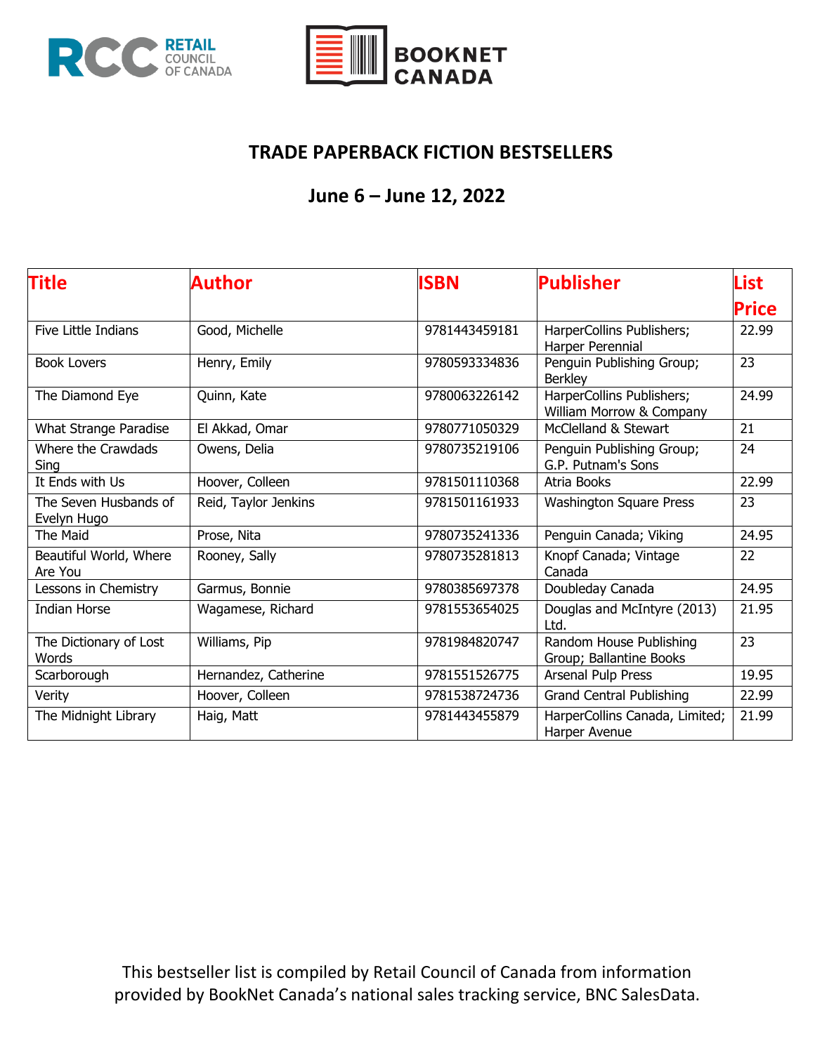## TRADE PAPERBACK FICTION BESTSELLERS

## June 6 – June 12, 2022

| Title | Author | ISBN | Publisher | List Price |
|---|---|---|---|---|
| Five Little Indians | Good, Michelle | 9781443459181 | HarperCollins Publishers; Harper Perennial | 22.99 |
| Book Lovers | Henry, Emily | 9780593334836 | Penguin Publishing Group; Berkley | 23 |
| The Diamond Eye | Quinn, Kate | 9780063226142 | HarperCollins Publishers; William Morrow & Company | 24.99 |
| What Strange Paradise | El Akkad, Omar | 9780771050329 | McClelland & Stewart | 21 |
| Where the Crawdads Sing | Owens, Delia | 9780735219106 | Penguin Publishing Group; G.P. Putnam's Sons | 24 |
| It Ends with Us | Hoover, Colleen | 9781501110368 | Atria Books | 22.99 |
| The Seven Husbands of Evelyn Hugo | Reid, Taylor Jenkins | 9781501161933 | Washington Square Press | 23 |
| The Maid | Prose, Nita | 9780735241336 | Penguin Canada; Viking | 24.95 |
| Beautiful World, Where Are You | Rooney, Sally | 9780735281813 | Knopf Canada; Vintage Canada | 22 |
| Lessons in Chemistry | Garmus, Bonnie | 9780385697378 | Doubleday Canada | 24.95 |
| Indian Horse | Wagamese, Richard | 9781553654025 | Douglas and McIntyre (2013) Ltd. | 21.95 |
| The Dictionary of Lost Words | Williams, Pip | 9781984820747 | Random House Publishing Group; Ballantine Books | 23 |
| Scarborough | Hernandez, Catherine | 9781551526775 | Arsenal Pulp Press | 19.95 |
| Verity | Hoover, Colleen | 9781538724736 | Grand Central Publishing | 22.99 |
| The Midnight Library | Haig, Matt | 9781443455879 | HarperCollins Canada, Limited; Harper Avenue | 21.99 |

This bestseller list is compiled by Retail Council of Canada from information provided by BookNet Canada's national sales tracking service, BNC SalesData.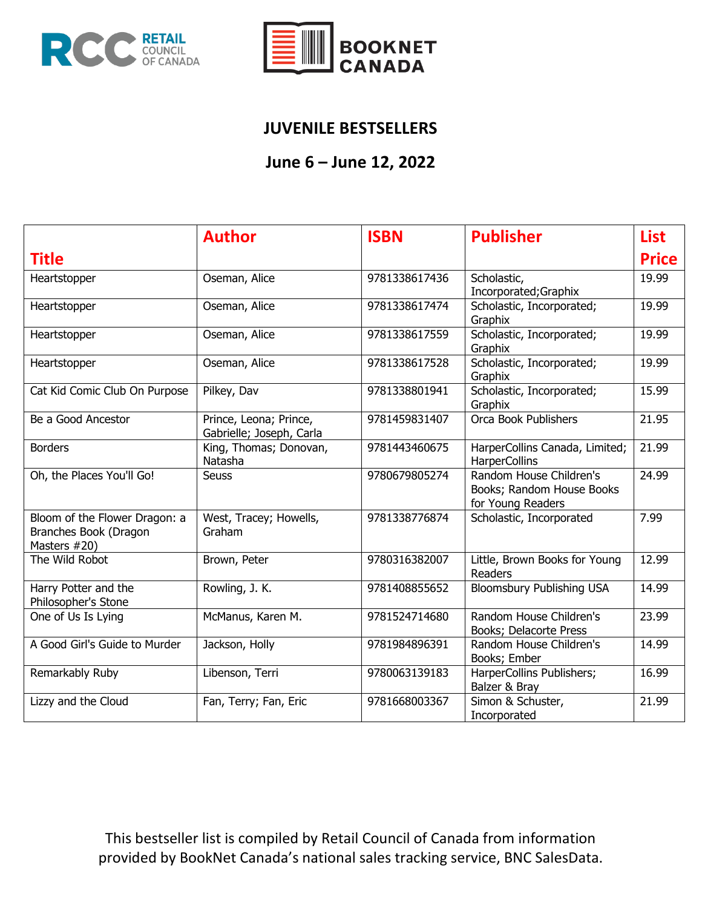## JUVENILE BESTSELLERS

## June 6 – June 12, 2022

| Title | Author | ISBN | Publisher | List Price |
|---|---|---|---|---|
| Heartstopper | Oseman, Alice | 9781338617436 | Scholastic, Incorporated;Graphix | 19.99 |
| Heartstopper | Oseman, Alice | 9781338617474 | Scholastic, Incorporated; Graphix | 19.99 |
| Heartstopper | Oseman, Alice | 9781338617559 | Scholastic, Incorporated; Graphix | 19.99 |
| Heartstopper | Oseman, Alice | 9781338617528 | Scholastic, Incorporated; Graphix | 19.99 |
| Cat Kid Comic Club On Purpose | Pilkey, Dav | 9781338801941 | Scholastic, Incorporated; Graphix | 15.99 |
| Be a Good Ancestor | Prince, Leona; Prince, Gabrielle; Joseph, Carla | 9781459831407 | Orca Book Publishers | 21.95 |
| Borders | King, Thomas; Donovan, Natasha | 9781443460675 | HarperCollins Canada, Limited; HarperCollins | 21.99 |
| Oh, the Places You'll Go! | Seuss | 9780679805274 | Random House Children's Books; Random House Books for Young Readers | 24.99 |
| Bloom of the Flower Dragon: a Branches Book (Dragon Masters #20) | West, Tracey; Howells, Graham | 9781338776874 | Scholastic, Incorporated | 7.99 |
| The Wild Robot | Brown, Peter | 9780316382007 | Little, Brown Books for Young Readers | 12.99 |
| Harry Potter and the Philosopher's Stone | Rowling, J. K. | 9781408855652 | Bloomsbury Publishing USA | 14.99 |
| One of Us Is Lying | McManus, Karen M. | 9781524714680 | Random House Children's Books; Delacorte Press | 23.99 |
| A Good Girl's Guide to Murder | Jackson, Holly | 9781984896391 | Random House Children's Books; Ember | 14.99 |
| Remarkably Ruby | Libenson, Terri | 9780063139183 | HarperCollins Publishers; Balzer & Bray | 16.99 |
| Lizzy and the Cloud | Fan, Terry; Fan, Eric | 9781668003367 | Simon & Schuster, Incorporated | 21.99 |

This bestseller list is compiled by Retail Council of Canada from information provided by BookNet Canada's national sales tracking service, BNC SalesData.